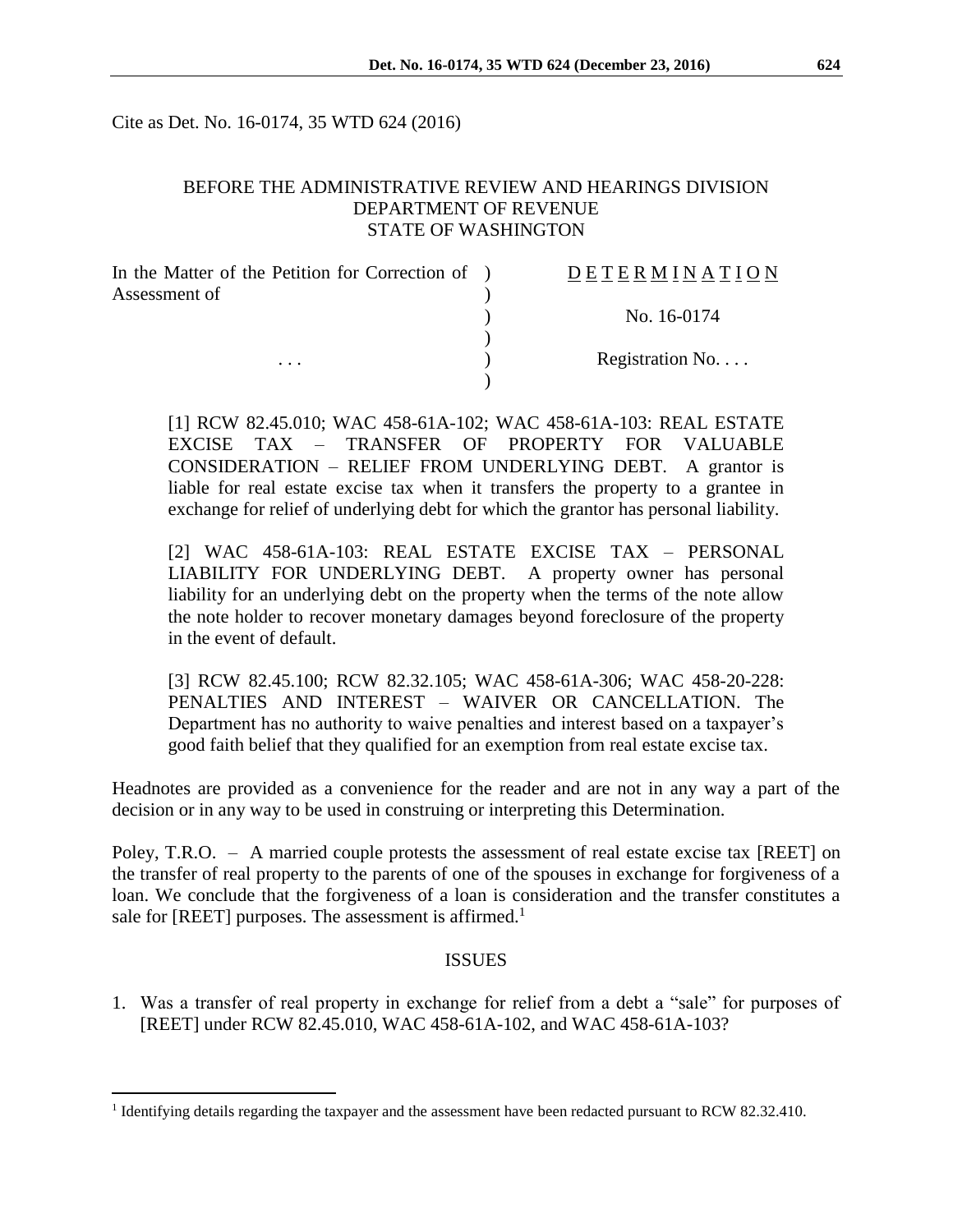Cite as Det. No. 16-0174, 35 WTD 624 (2016)

BEFORE THE ADMINISTRATIVE REVIEW AND HEARINGS DIVISION
DEPARTMENT OF REVENUE
STATE OF WASHINGTON

| | | |
|---|---|---|
| In the Matter of the Petition for Correction of Assessment of | ) | DETERMINATION |
| | ) | No. 16-0174 |
| . . . | ) | Registration No. . . . |

[1] RCW 82.45.010; WAC 458-61A-102; WAC 458-61A-103: REAL ESTATE EXCISE TAX – TRANSFER OF PROPERTY FOR VALUABLE CONSIDERATION – RELIEF FROM UNDERLYING DEBT. A grantor is liable for real estate excise tax when it transfers the property to a grantee in exchange for relief of underlying debt for which the grantor has personal liability.

[2] WAC 458-61A-103: REAL ESTATE EXCISE TAX – PERSONAL LIABILITY FOR UNDERLYING DEBT. A property owner has personal liability for an underlying debt on the property when the terms of the note allow the note holder to recover monetary damages beyond foreclosure of the property in the event of default.

[3] RCW 82.45.100; RCW 82.32.105; WAC 458-61A-306; WAC 458-20-228: PENALTIES AND INTEREST – WAIVER OR CANCELLATION. The Department has no authority to waive penalties and interest based on a taxpayer's good faith belief that they qualified for an exemption from real estate excise tax.

Headnotes are provided as a convenience for the reader and are not in any way a part of the decision or in any way to be used in construing or interpreting this Determination.

Poley, T.R.O. – A married couple protests the assessment of real estate excise tax [REET] on the transfer of real property to the parents of one of the spouses in exchange for forgiveness of a loan. We conclude that the forgiveness of a loan is consideration and the transfer constitutes a sale for [REET] purposes. The assessment is affirmed.[1]

## ISSUES

1. Was a transfer of real property in exchange for relief from a debt a "sale" for purposes of [REET] under RCW 82.45.010, WAC 458-61A-102, and WAC 458-61A-103?

[1] Identifying details regarding the taxpayer and the assessment have been redacted pursuant to RCW 82.32.410.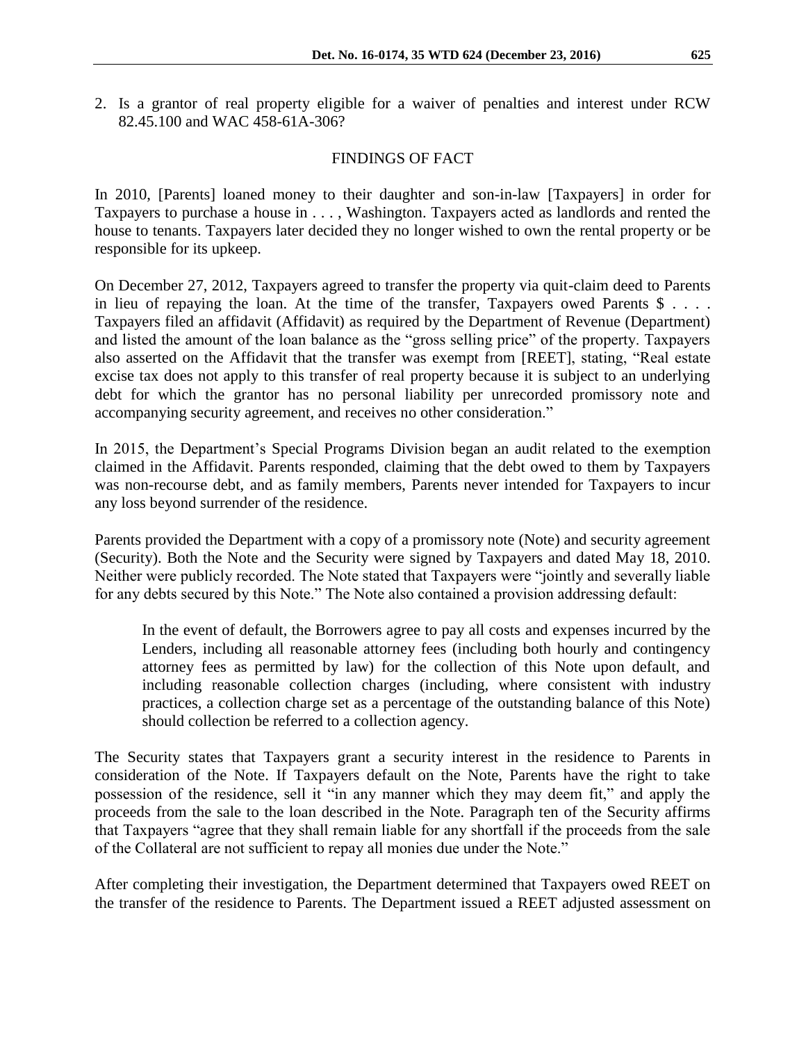2. Is a grantor of real property eligible for a waiver of penalties and interest under RCW 82.45.100 and WAC 458-61A-306?

## FINDINGS OF FACT

In 2010, [Parents] loaned money to their daughter and son-in-law [Taxpayers] in order for Taxpayers to purchase a house in . . . , Washington. Taxpayers acted as landlords and rented the house to tenants. Taxpayers later decided they no longer wished to own the rental property or be responsible for its upkeep.

On December 27, 2012, Taxpayers agreed to transfer the property via quit-claim deed to Parents in lieu of repaying the loan. At the time of the transfer, Taxpayers owed Parents $ . . . . Taxpayers filed an affidavit (Affidavit) as required by the Department of Revenue (Department) and listed the amount of the loan balance as the "gross selling price" of the property. Taxpayers also asserted on the Affidavit that the transfer was exempt from [REET], stating, "Real estate excise tax does not apply to this transfer of real property because it is subject to an underlying debt for which the grantor has no personal liability per unrecorded promissory note and accompanying security agreement, and receives no other consideration."

In 2015, the Department's Special Programs Division began an audit related to the exemption claimed in the Affidavit. Parents responded, claiming that the debt owed to them by Taxpayers was non-recourse debt, and as family members, Parents never intended for Taxpayers to incur any loss beyond surrender of the residence.

Parents provided the Department with a copy of a promissory note (Note) and security agreement (Security). Both the Note and the Security were signed by Taxpayers and dated May 18, 2010. Neither were publicly recorded. The Note stated that Taxpayers were "jointly and severally liable for any debts secured by this Note." The Note also contained a provision addressing default:

> In the event of default, the Borrowers agree to pay all costs and expenses incurred by the Lenders, including all reasonable attorney fees (including both hourly and contingency attorney fees as permitted by law) for the collection of this Note upon default, and including reasonable collection charges (including, where consistent with industry practices, a collection charge set as a percentage of the outstanding balance of this Note) should collection be referred to a collection agency.

The Security states that Taxpayers grant a security interest in the residence to Parents in consideration of the Note. If Taxpayers default on the Note, Parents have the right to take possession of the residence, sell it "in any manner which they may deem fit," and apply the proceeds from the sale to the loan described in the Note. Paragraph ten of the Security affirms that Taxpayers "agree that they shall remain liable for any shortfall if the proceeds from the sale of the Collateral are not sufficient to repay all monies due under the Note."

After completing their investigation, the Department determined that Taxpayers owed REET on the transfer of the residence to Parents. The Department issued a REET adjusted assessment on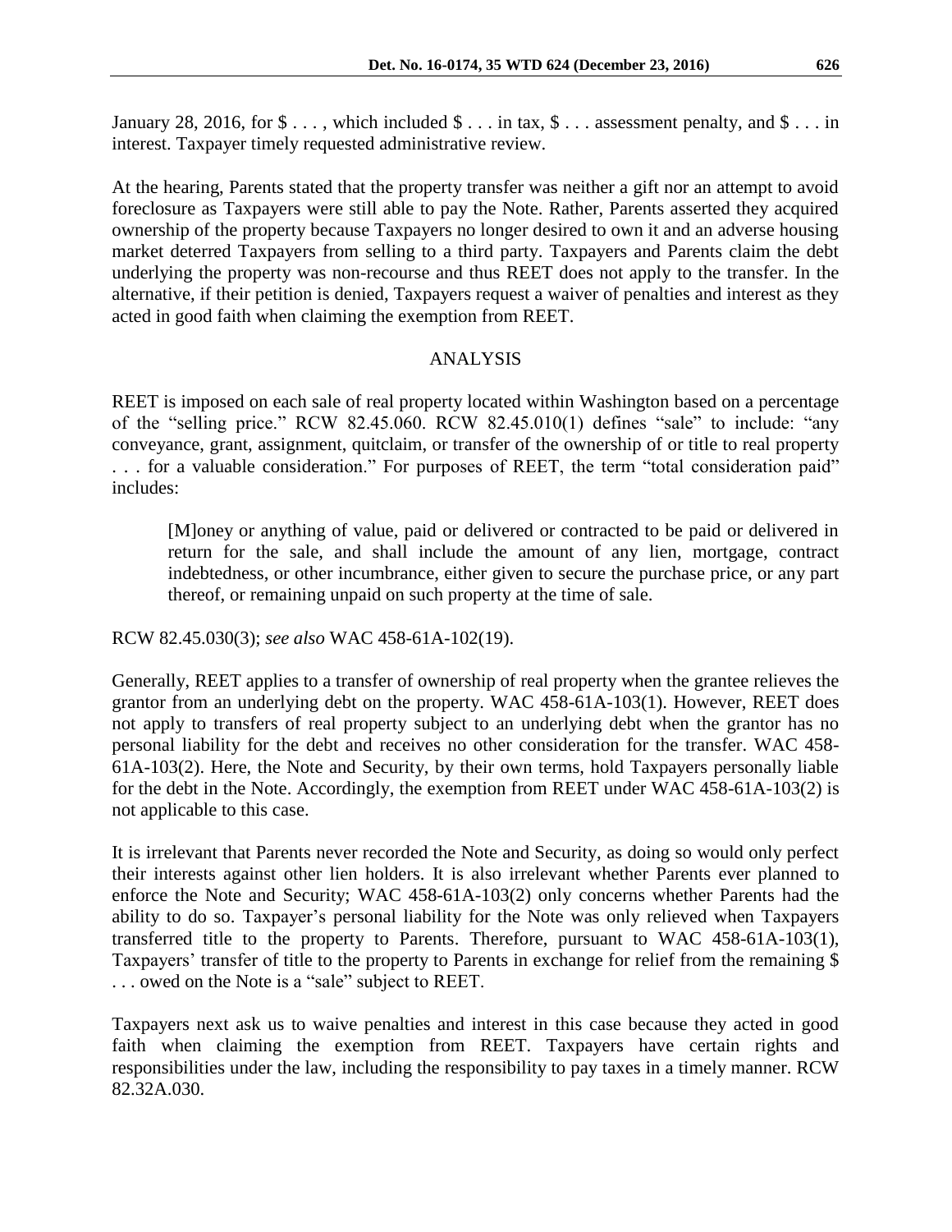January 28, 2016, for $ . . . , which included $ . . . in tax, $ . . . assessment penalty, and $ . . . in interest. Taxpayer timely requested administrative review.

At the hearing, Parents stated that the property transfer was neither a gift nor an attempt to avoid foreclosure as Taxpayers were still able to pay the Note. Rather, Parents asserted they acquired ownership of the property because Taxpayers no longer desired to own it and an adverse housing market deterred Taxpayers from selling to a third party. Taxpayers and Parents claim the debt underlying the property was non-recourse and thus REET does not apply to the transfer. In the alternative, if their petition is denied, Taxpayers request a waiver of penalties and interest as they acted in good faith when claiming the exemption from REET.

## ANALYSIS

REET is imposed on each sale of real property located within Washington based on a percentage of the "selling price." RCW 82.45.060. RCW 82.45.010(1) defines "sale" to include: "any conveyance, grant, assignment, quitclaim, or transfer of the ownership of or title to real property . . . for a valuable consideration." For purposes of REET, the term "total consideration paid" includes:

> [M]oney or anything of value, paid or delivered or contracted to be paid or delivered in return for the sale, and shall include the amount of any lien, mortgage, contract indebtedness, or other incumbrance, either given to secure the purchase price, or any part thereof, or remaining unpaid on such property at the time of sale.

RCW 82.45.030(3); *see also* WAC 458-61A-102(19).

Generally, REET applies to a transfer of ownership of real property when the grantee relieves the grantor from an underlying debt on the property. WAC 458-61A-103(1). However, REET does not apply to transfers of real property subject to an underlying debt when the grantor has no personal liability for the debt and receives no other consideration for the transfer. WAC 458-61A-103(2). Here, the Note and Security, by their own terms, hold Taxpayers personally liable for the debt in the Note. Accordingly, the exemption from REET under WAC 458-61A-103(2) is not applicable to this case.

It is irrelevant that Parents never recorded the Note and Security, as doing so would only perfect their interests against other lien holders. It is also irrelevant whether Parents ever planned to enforce the Note and Security; WAC 458-61A-103(2) only concerns whether Parents had the ability to do so. Taxpayer's personal liability for the Note was only relieved when Taxpayers transferred title to the property to Parents. Therefore, pursuant to WAC 458-61A-103(1), Taxpayers' transfer of title to the property to Parents in exchange for relief from the remaining $ . . . owed on the Note is a "sale" subject to REET.

Taxpayers next ask us to waive penalties and interest in this case because they acted in good faith when claiming the exemption from REET. Taxpayers have certain rights and responsibilities under the law, including the responsibility to pay taxes in a timely manner. RCW 82.32A.030.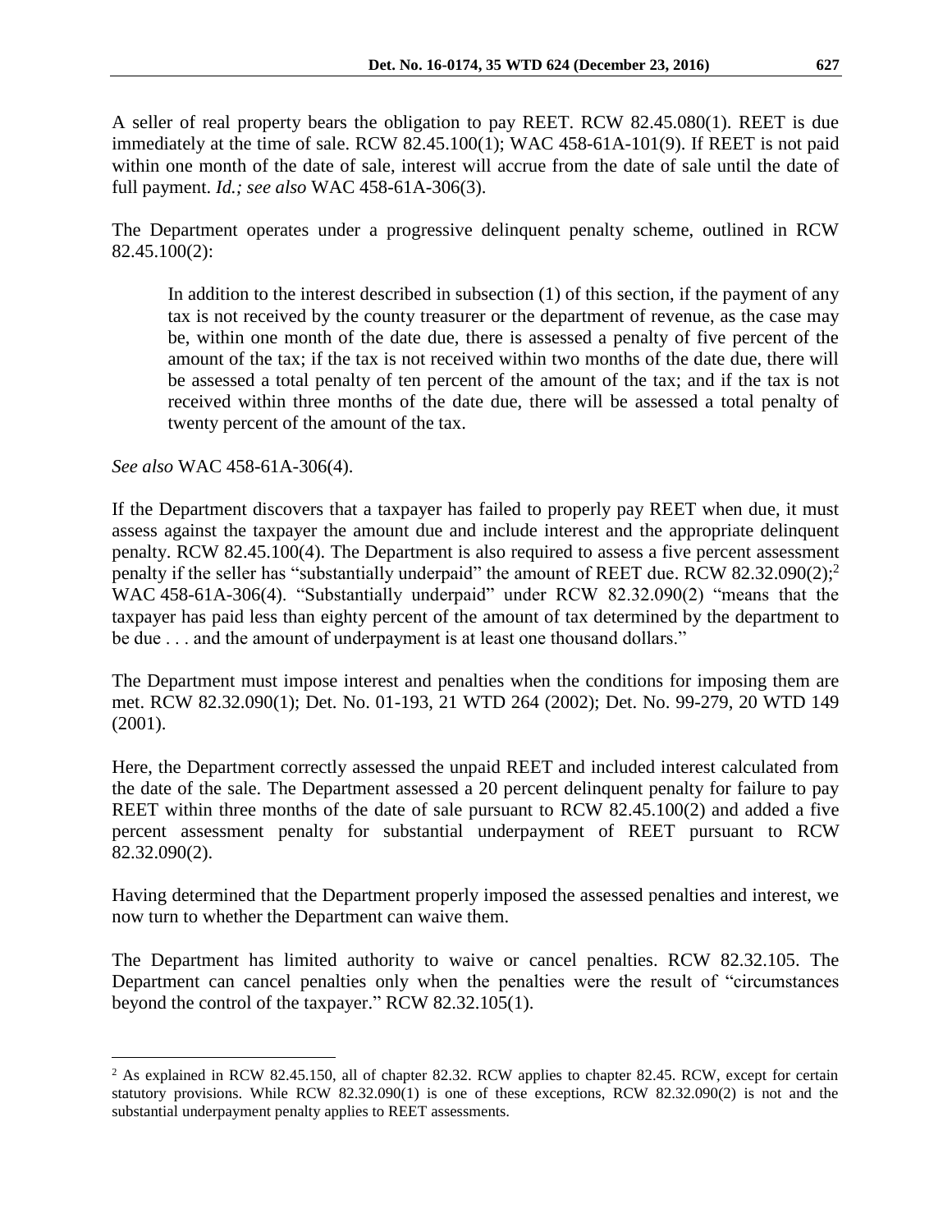A seller of real property bears the obligation to pay REET. RCW 82.45.080(1). REET is due immediately at the time of sale. RCW 82.45.100(1); WAC 458-61A-101(9). If REET is not paid within one month of the date of sale, interest will accrue from the date of sale until the date of full payment. *Id.; see also* WAC 458-61A-306(3).

The Department operates under a progressive delinquent penalty scheme, outlined in RCW 82.45.100(2):

> In addition to the interest described in subsection (1) of this section, if the payment of any tax is not received by the county treasurer or the department of revenue, as the case may be, within one month of the date due, there is assessed a penalty of five percent of the amount of the tax; if the tax is not received within two months of the date due, there will be assessed a total penalty of ten percent of the amount of the tax; and if the tax is not received within three months of the date due, there will be assessed a total penalty of twenty percent of the amount of the tax.

*See also* WAC 458-61A-306(4).

If the Department discovers that a taxpayer has failed to properly pay REET when due, it must assess against the taxpayer the amount due and include interest and the appropriate delinquent penalty. RCW 82.45.100(4). The Department is also required to assess a five percent assessment penalty if the seller has "substantially underpaid" the amount of REET due. RCW 82.32.090(2);[2] WAC 458-61A-306(4). "Substantially underpaid" under RCW 82.32.090(2) "means that the taxpayer has paid less than eighty percent of the amount of tax determined by the department to be due . . . and the amount of underpayment is at least one thousand dollars."

The Department must impose interest and penalties when the conditions for imposing them are met. RCW 82.32.090(1); Det. No. 01-193, 21 WTD 264 (2002); Det. No. 99-279, 20 WTD 149 (2001).

Here, the Department correctly assessed the unpaid REET and included interest calculated from the date of the sale. The Department assessed a 20 percent delinquent penalty for failure to pay REET within three months of the date of sale pursuant to RCW 82.45.100(2) and added a five percent assessment penalty for substantial underpayment of REET pursuant to RCW 82.32.090(2).

Having determined that the Department properly imposed the assessed penalties and interest, we now turn to whether the Department can waive them.

The Department has limited authority to waive or cancel penalties. RCW 82.32.105. The Department can cancel penalties only when the penalties were the result of "circumstances beyond the control of the taxpayer." RCW 82.32.105(1).

---

[2] As explained in RCW 82.45.150, all of chapter 82.32. RCW applies to chapter 82.45. RCW, except for certain statutory provisions. While RCW 82.32.090(1) is one of these exceptions, RCW 82.32.090(2) is not and the substantial underpayment penalty applies to REET assessments.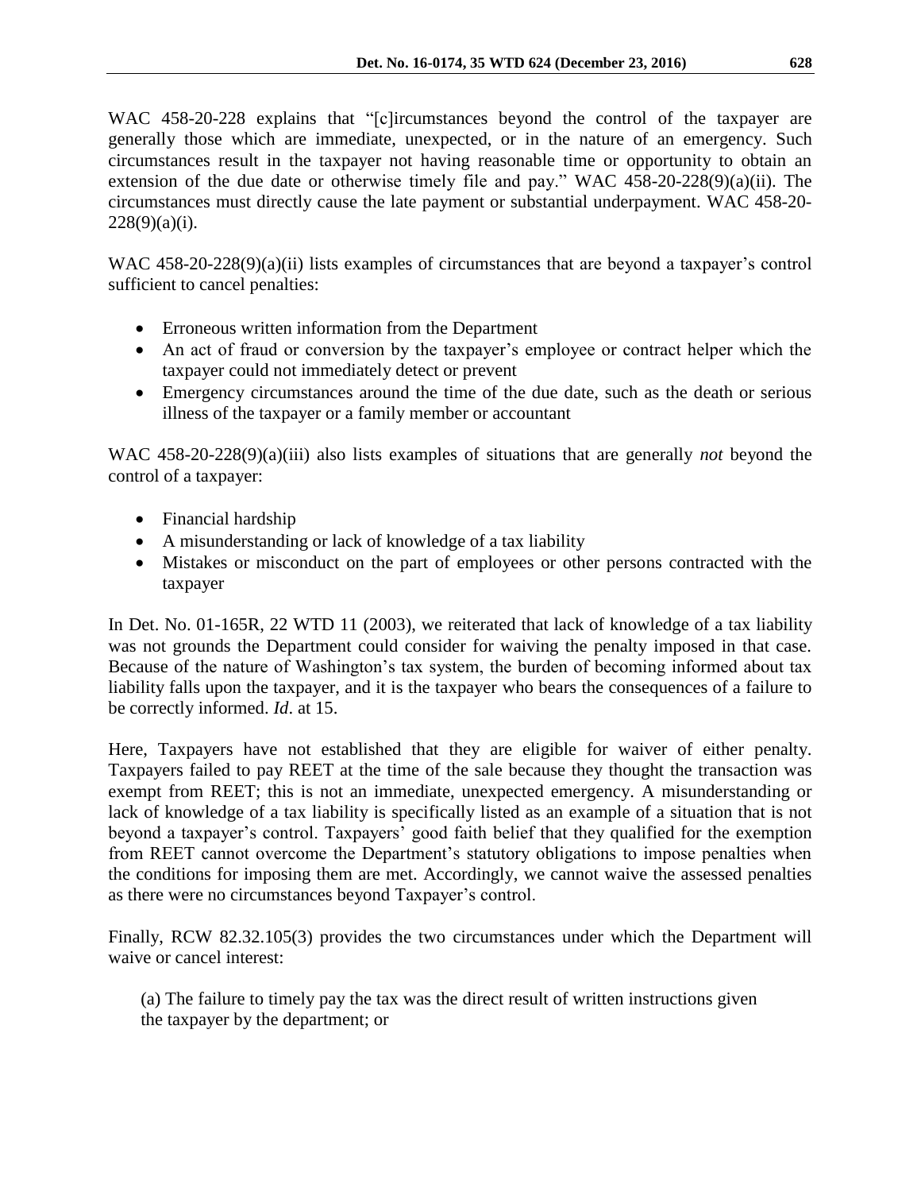WAC 458-20-228 explains that "[c]ircumstances beyond the control of the taxpayer are generally those which are immediate, unexpected, or in the nature of an emergency. Such circumstances result in the taxpayer not having reasonable time or opportunity to obtain an extension of the due date or otherwise timely file and pay." WAC 458-20-228(9)(a)(ii). The circumstances must directly cause the late payment or substantial underpayment. WAC 458-20-228(9)(a)(i).

WAC 458-20-228(9)(a)(ii) lists examples of circumstances that are beyond a taxpayer's control sufficient to cancel penalties:

- Erroneous written information from the Department
- An act of fraud or conversion by the taxpayer's employee or contract helper which the taxpayer could not immediately detect or prevent
- Emergency circumstances around the time of the due date, such as the death or serious illness of the taxpayer or a family member or accountant

WAC 458-20-228(9)(a)(iii) also lists examples of situations that are generally *not* beyond the control of a taxpayer:

- Financial hardship
- A misunderstanding or lack of knowledge of a tax liability
- Mistakes or misconduct on the part of employees or other persons contracted with the taxpayer

In Det. No. 01-165R, 22 WTD 11 (2003), we reiterated that lack of knowledge of a tax liability was not grounds the Department could consider for waiving the penalty imposed in that case. Because of the nature of Washington's tax system, the burden of becoming informed about tax liability falls upon the taxpayer, and it is the taxpayer who bears the consequences of a failure to be correctly informed. *Id*. at 15.

Here, Taxpayers have not established that they are eligible for waiver of either penalty. Taxpayers failed to pay REET at the time of the sale because they thought the transaction was exempt from REET; this is not an immediate, unexpected emergency. A misunderstanding or lack of knowledge of a tax liability is specifically listed as an example of a situation that is not beyond a taxpayer's control. Taxpayers' good faith belief that they qualified for the exemption from REET cannot overcome the Department's statutory obligations to impose penalties when the conditions for imposing them are met. Accordingly, we cannot waive the assessed penalties as there were no circumstances beyond Taxpayer's control.

Finally, RCW 82.32.105(3) provides the two circumstances under which the Department will waive or cancel interest:

> (a) The failure to timely pay the tax was the direct result of written instructions given the taxpayer by the department; or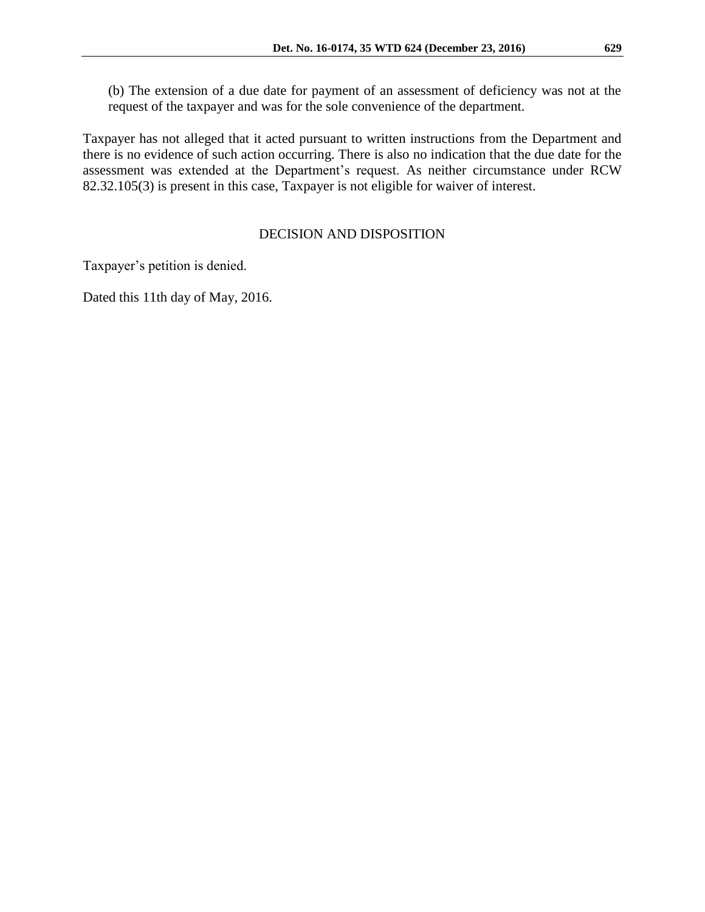(b) The extension of a due date for payment of an assessment of deficiency was not at the request of the taxpayer and was for the sole convenience of the department.

Taxpayer has not alleged that it acted pursuant to written instructions from the Department and there is no evidence of such action occurring. There is also no indication that the due date for the assessment was extended at the Department's request. As neither circumstance under RCW 82.32.105(3) is present in this case, Taxpayer is not eligible for waiver of interest.

## DECISION AND DISPOSITION

Taxpayer's petition is denied.

Dated this 11th day of May, 2016.